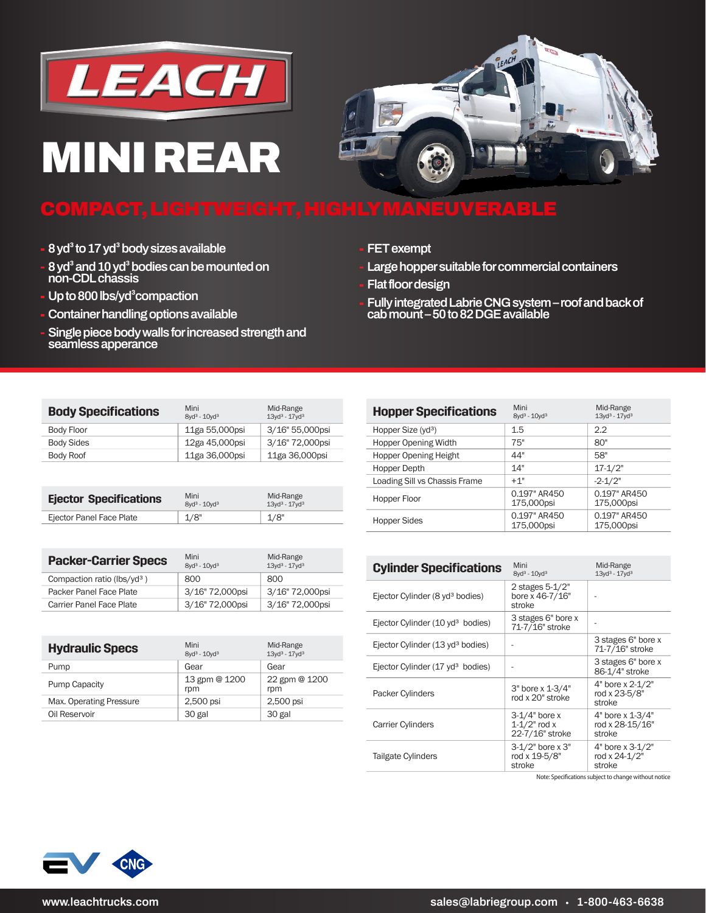# LEACH

# MINI REAR

## COMPACT, LIGHTWEIGHT, HIGHLY MANEUVERABLE

- 8 yd³ to 17 yd³ body sizes available
- 8 yd³ and 10 yd³ bodies can be mounted on non-CDL chassis
- Up to 800 lbs/yd³ compaction
- Container handling options available
- Single piece body walls for increased strength and seamless apperance
- FET exempt
- Large hopper suitable for commercial containers
- Flat floor design
- Fully integrated Labrie CNG system – roof and back of cab mount – 50 to 82 DGE available

| Body Specifications | Mini 8yd³ - 10yd³ | Mid-Range 13yd³ - 17yd³ |
|---|---|---|
| Body Floor | 11ga 55,000psi | 3/16" 55,000psi |
| Body Sides | 12ga 45,000psi | 3/16" 72,000psi |
| Body Roof | 11ga 36,000psi | 11ga 36,000psi |

| Ejector Specifications | Mini 8yd³ - 10yd³ | Mid-Range 13yd³ - 17yd³ |
|---|---|---|
| Ejector Panel Face Plate | 1/8" | 1/8" |

| Packer-Carrier Specs | Mini 8yd³ - 10yd³ | Mid-Range 13yd³ - 17yd³ |
|---|---|---|
| Compaction ratio (lbs/yd³ ) | 800 | 800 |
| Packer Panel Face Plate | 3/16" 72,000psi | 3/16" 72,000psi |
| Carrier Panel Face Plate | 3/16" 72,000psi | 3/16" 72,000psi |

| Hydraulic Specs | Mini 8yd³ - 10yd³ | Mid-Range 13yd³ - 17yd³ |
|---|---|---|
| Pump | Gear | Gear |
| Pump Capacity | 13 gpm @ 1200 rpm | 22 gpm @ 1200 rpm |
| Max. Operating Pressure | 2,500 psi | 2,500 psi |
| Oil Reservoir | 30 gal | 30 gal |

| Hopper Specifications | Mini 8yd³ - 10yd³ | Mid-Range 13yd³ - 17yd³ |
|---|---|---|
| Hopper Size (yd³) | 1.5 | 2.2 |
| Hopper Opening Width | 75" | 80" |
| Hopper Opening Height | 44" | 58" |
| Hopper Depth | 14" | 17-1/2" |
| Loading Sill vs Chassis Frame | +1" | -2-1/2" |
| Hopper Floor | 0.197" AR450 175,000psi | 0.197" AR450 175,000psi |
| Hopper Sides | 0.197" AR450 175,000psi | 0.197" AR450 175,000psi |

| Cylinder Specifications | Mini 8yd³ - 10yd³ | Mid-Range 13yd³ - 17yd³ |
|---|---|---|
| Ejector Cylinder (8 yd³ bodies) | 2 stages 5-1/2" bore x 46-7/16" stroke | - |
| Ejector Cylinder (10 yd³ bodies) | 3 stages 6" bore x 71-7/16" stroke | - |
| Ejector Cylinder (13 yd³ bodies) | - | 3 stages 6" bore x 71-7/16" stroke |
| Ejector Cylinder (17 yd³ bodies) | - | 3 stages 6" bore x 86-1/4" stroke |
| Packer Cylinders | 3" bore x 1-3/4" rod x 20" stroke | 4" bore x 2-1/2" rod x 23-5/8" stroke |
| Carrier Cylinders | 3-1/4" bore x 1-1/2" rod x 22-7/16" stroke | 4" bore x 1-3/4" rod x 28-15/16" stroke |
| Tailgate Cylinders | 3-1/2" bore x 3" rod x 19-5/8" stroke | 4" bore x 3-1/2" rod x 24-1/2" stroke |

Note: Specifications subject to change without notice

EV CNG

www.leachtrucks.com

sales@labriegroup.com • 1-800-463-6638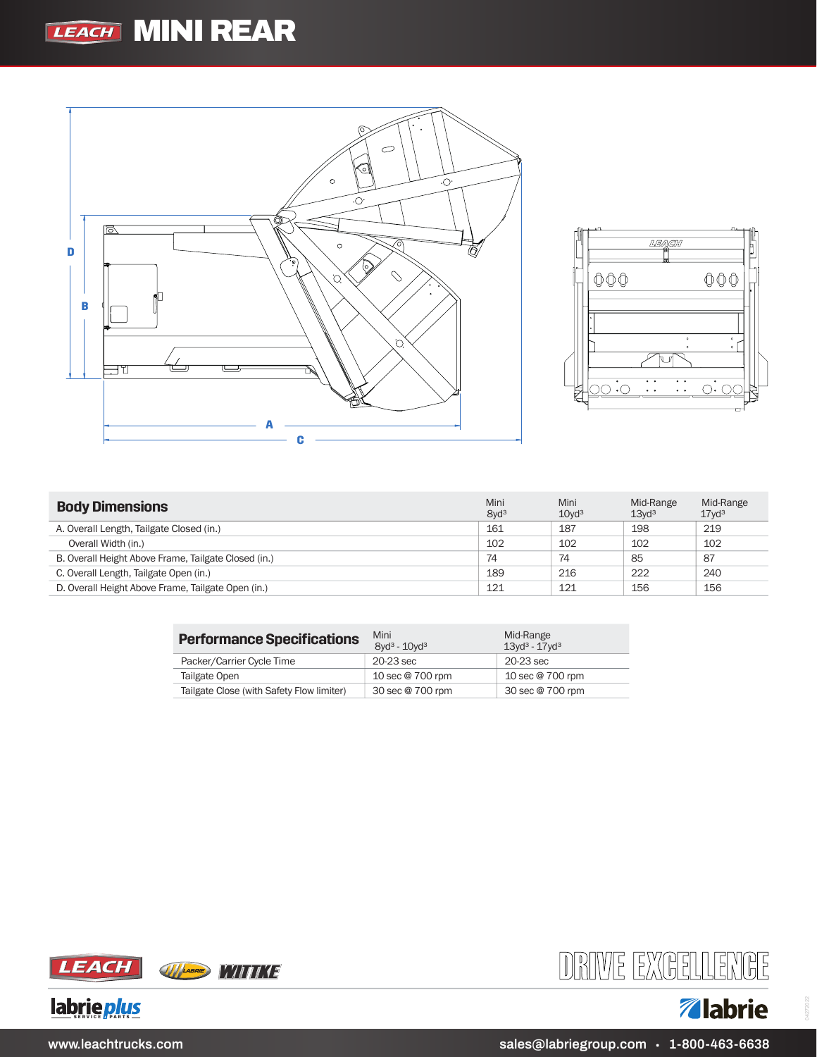# LEACH MINI REAR

D

B

A

C

| Body Dimensions | Mini 8yd³ | Mini 10yd³ | Mid-Range 13yd³ | Mid-Range 17yd³ |
|---|---|---|---|---|
| A. Overall Length, Tailgate Closed (in.) | 161 | 187 | 198 | 219 |
| Overall Width (in.) | 102 | 102 | 102 | 102 |
| B. Overall Height Above Frame, Tailgate Closed (in.) | 74 | 74 | 85 | 87 |
| C. Overall Length, Tailgate Open (in.) | 189 | 216 | 222 | 240 |
| D. Overall Height Above Frame, Tailgate Open (in.) | 121 | 121 | 156 | 156 |

| Performance Specifications | Mini 8yd³ - 10yd³ | Mid-Range 13yd³ - 17yd³ |
|---|---|---|
| Packer/Carrier Cycle Time | 20-23 sec | 20-23 sec |
| Tailgate Open | 10 sec @ 700 rpm | 10 sec @ 700 rpm |
| Tailgate Close (with Safety Flow limiter) | 30 sec @ 700 rpm | 30 sec @ 700 rpm |

LEACH LABRIE WITTKE

labrieplus SERVICE PARTS

DRIVE EXCELLENCE

labrie

www.leachtrucks.com

sales@labriegroup.com • 1-800-463-6638